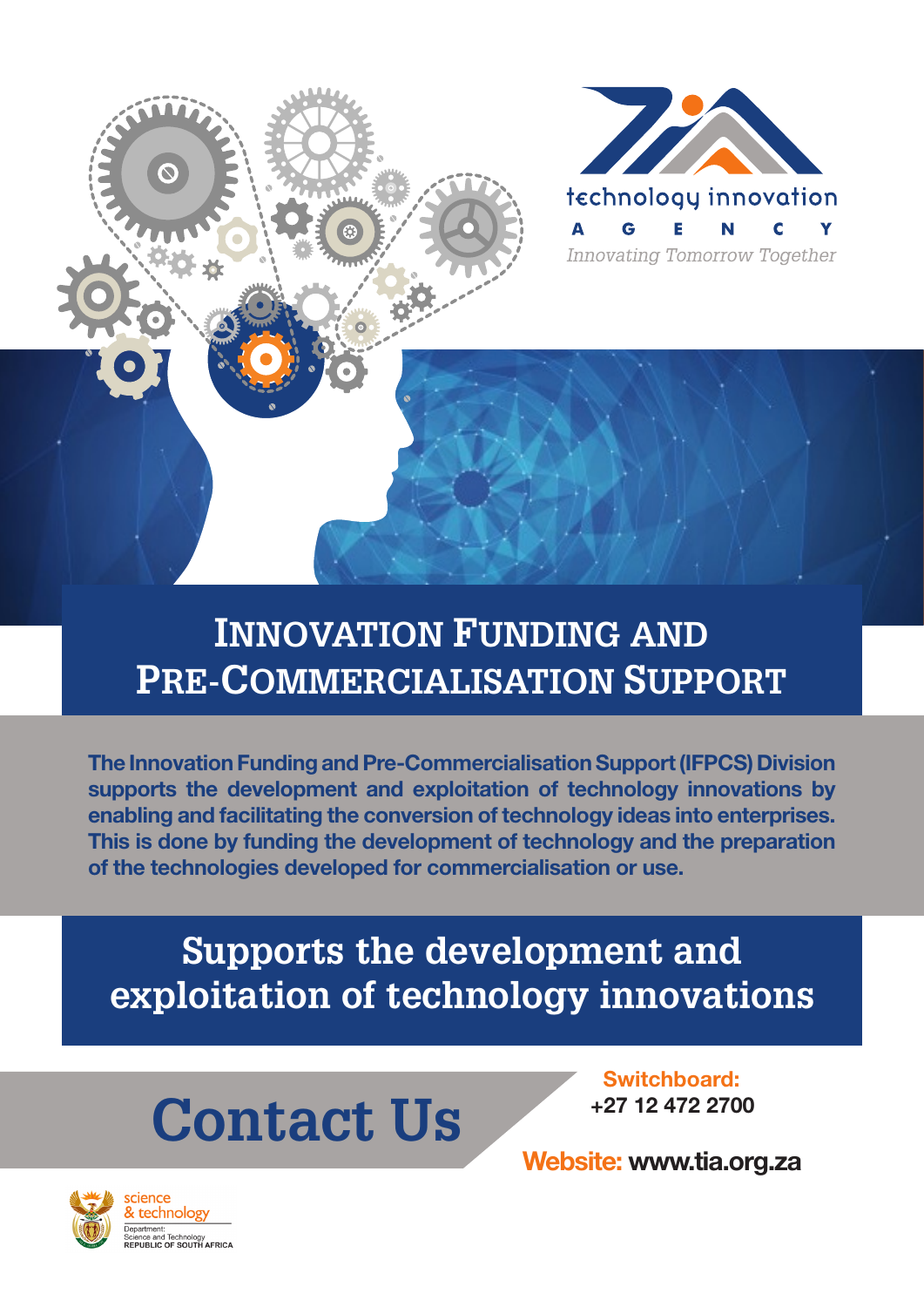technology innovation

AGENCY

*Innovating Tomorrow Together*

# Innovation Funding and Pre-Commercialisation Support

**The Innovation Funding and Pre-Commercialisation Support (IFPCS) Division supports the development and exploitation of technology innovations by enabling and facilitating the conversion of technology ideas into enterprises. This is done by funding the development of technology and the preparation of the technologies developed for commercialisation or use.**

## Supports the development and exploitation of technology innovations

## Contact Us

**Switchboard:**
**+27 12 472 2700**

**Website: www.tia.org.za**

science & technology

Department: Science and Technology
REPUBLIC OF SOUTH AFRICA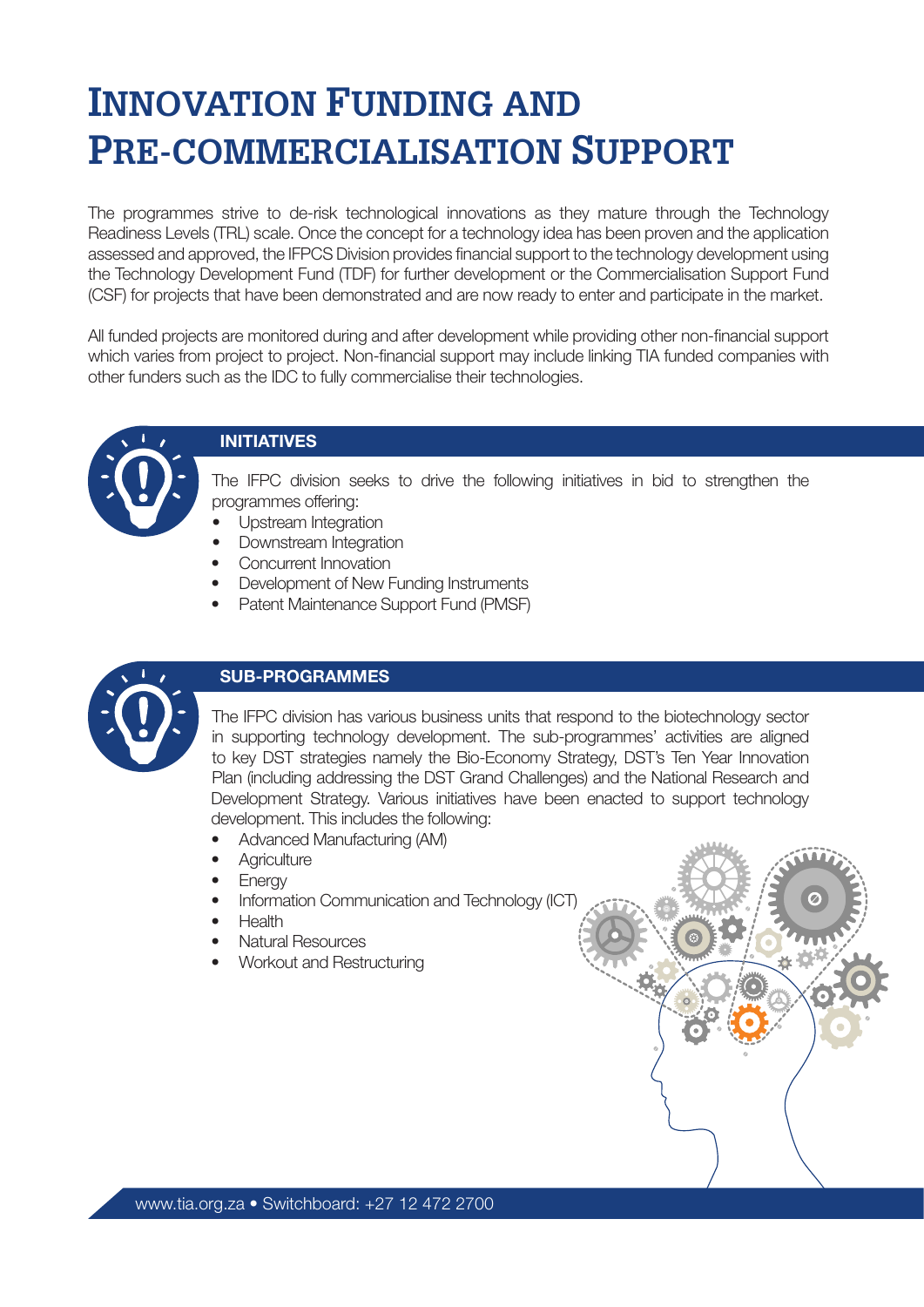# Innovation Funding and Pre-commercialisation Support

The programmes strive to de-risk technological innovations as they mature through the Technology Readiness Levels (TRL) scale. Once the concept for a technology idea has been proven and the application assessed and approved, the IFPCS Division provides financial support to the technology development using the Technology Development Fund (TDF) for further development or the Commercialisation Support Fund (CSF) for projects that have been demonstrated and are now ready to enter and participate in the market.

All funded projects are monitored during and after development while providing other non-financial support which varies from project to project. Non-financial support may include linking TIA funded companies with other funders such as the IDC to fully commercialise their technologies.

## INITIATIVES

The IFPC division seeks to drive the following initiatives in bid to strengthen the programmes offering:

- Upstream Integration
- Downstream Integration
- Concurrent Innovation
- Development of New Funding Instruments
- Patent Maintenance Support Fund (PMSF)

## SUB-PROGRAMMES

The IFPC division has various business units that respond to the biotechnology sector in supporting technology development. The sub-programmes' activities are aligned to key DST strategies namely the Bio-Economy Strategy, DST's Ten Year Innovation Plan (including addressing the DST Grand Challenges) and the National Research and Development Strategy. Various initiatives have been enacted to support technology development. This includes the following:

- Advanced Manufacturing (AM)
- Agriculture
- Energy
- Information Communication and Technology (ICT)
- Health
- Natural Resources
- Workout and Restructuring

www.tia.org.za • Switchboard: +27 12 472 2700